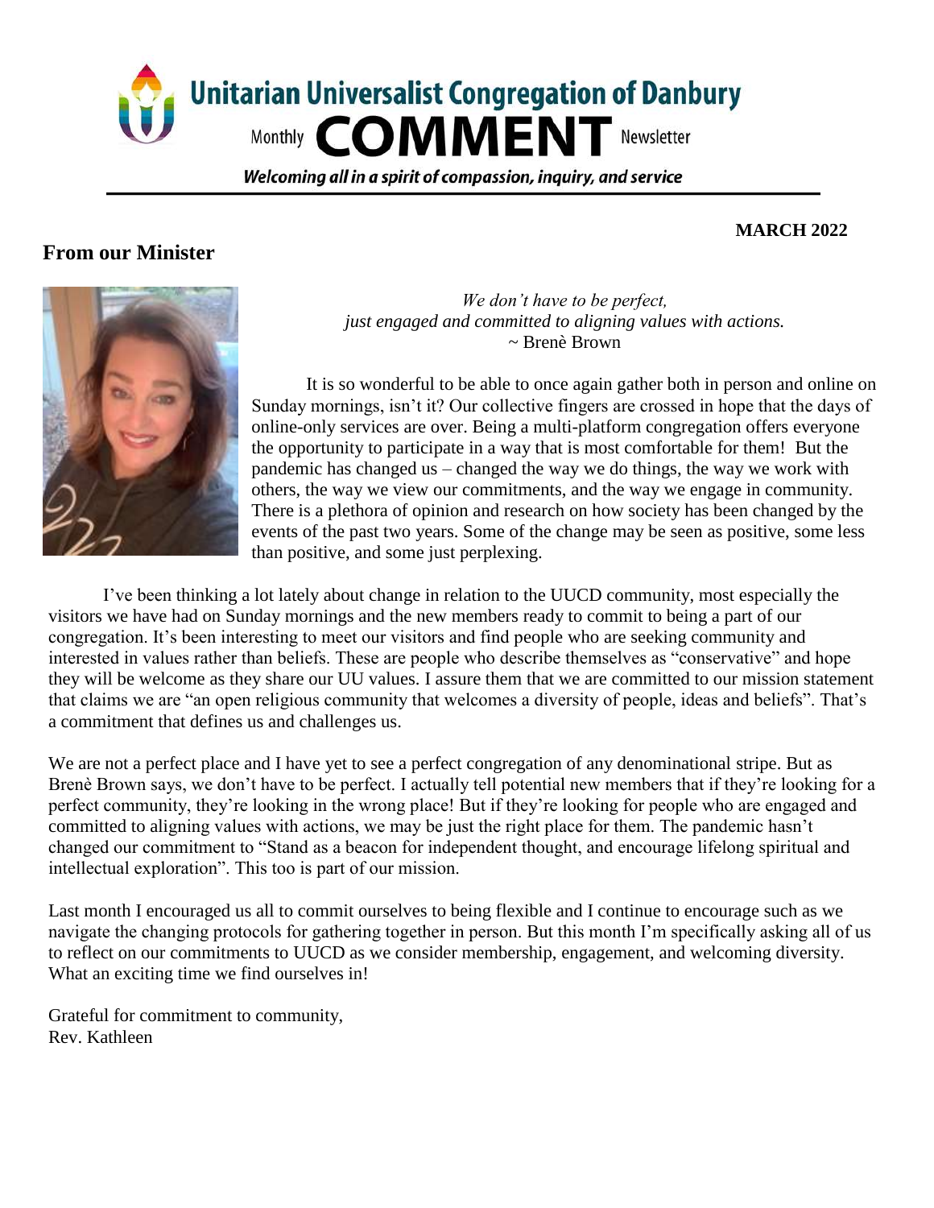# Unitarian Universalist Congregation of Danbury

Monthly **COMMENT** Newsletter

*Welcoming all in a spirit of compassion, inquiry, and service*

**MARCH 2022**

## From our Minister

*We don't have to be perfect,*
*just engaged and committed to aligning values with actions.*
~ Brenè Brown

It is so wonderful to be able to once again gather both in person and online on Sunday mornings, isn't it? Our collective fingers are crossed in hope that the days of online-only services are over. Being a multi-platform congregation offers everyone the opportunity to participate in a way that is most comfortable for them! But the pandemic has changed us – changed the way we do things, the way we work with others, the way we view our commitments, and the way we engage in community. There is a plethora of opinion and research on how society has been changed by the events of the past two years. Some of the change may be seen as positive, some less than positive, and some just perplexing.

I've been thinking a lot lately about change in relation to the UUCD community, most especially the visitors we have had on Sunday mornings and the new members ready to commit to being a part of our congregation. It's been interesting to meet our visitors and find people who are seeking community and interested in values rather than beliefs. These are people who describe themselves as "conservative" and hope they will be welcome as they share our UU values. I assure them that we are committed to our mission statement that claims we are "an open religious community that welcomes a diversity of people, ideas and beliefs". That's a commitment that defines us and challenges us.

We are not a perfect place and I have yet to see a perfect congregation of any denominational stripe. But as Brenè Brown says, we don't have to be perfect. I actually tell potential new members that if they're looking for a perfect community, they're looking in the wrong place! But if they're looking for people who are engaged and committed to aligning values with actions, we may be just the right place for them. The pandemic hasn't changed our commitment to "Stand as a beacon for independent thought, and encourage lifelong spiritual and intellectual exploration". This too is part of our mission.

Last month I encouraged us all to commit ourselves to being flexible and I continue to encourage such as we navigate the changing protocols for gathering together in person. But this month I'm specifically asking all of us to reflect on our commitments to UUCD as we consider membership, engagement, and welcoming diversity. What an exciting time we find ourselves in!

Grateful for commitment to community,
Rev. Kathleen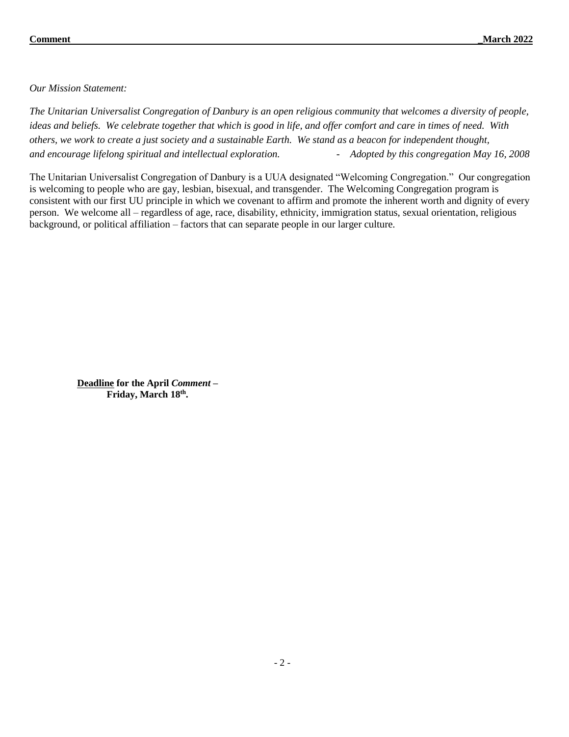*Our Mission Statement:*

*The Unitarian Universalist Congregation of Danbury is an open religious community that welcomes a diversity of people, ideas and beliefs. We celebrate together that which is good in life, and offer comfort and care in times of need. With others, we work to create a just society and a sustainable Earth. We stand as a beacon for independent thought, and encourage lifelong spiritual and intellectual exploration.* - *Adopted by this congregation May 16, 2008*

The Unitarian Universalist Congregation of Danbury is a UUA designated "Welcoming Congregation." Our congregation is welcoming to people who are gay, lesbian, bisexual, and transgender. The Welcoming Congregation program is consistent with our first UU principle in which we covenant to affirm and promote the inherent worth and dignity of every person. We welcome all – regardless of age, race, disability, ethnicity, immigration status, sexual orientation, religious background, or political affiliation – factors that can separate people in our larger culture.

**Deadline for the April *Comment* – Friday, March 18th.**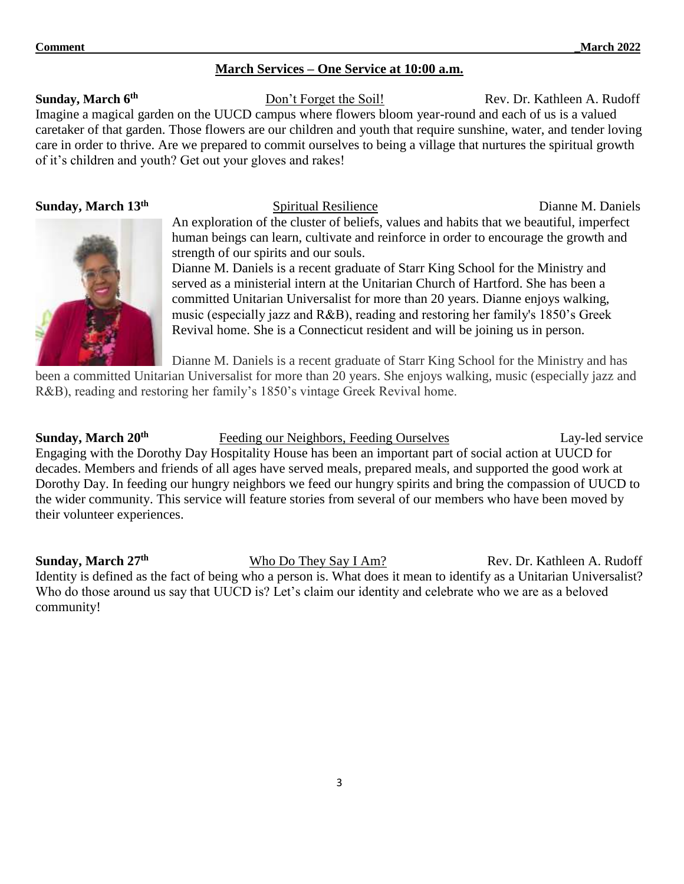## March Services – One Service at 10:00 a.m.

**Sunday, March 6th** Don't Forget the Soil! Rev. Dr. Kathleen A. Rudoff

Imagine a magical garden on the UUCD campus where flowers bloom year-round and each of us is a valued caretaker of that garden. Those flowers are our children and youth that require sunshine, water, and tender loving care in order to thrive. Are we prepared to commit ourselves to being a village that nurtures the spiritual growth of it's children and youth? Get out your gloves and rakes!

**Sunday, March 13th** Spiritual Resilience Dianne M. Daniels

An exploration of the cluster of beliefs, values and habits that we beautiful, imperfect human beings can learn, cultivate and reinforce in order to encourage the growth and strength of our spirits and our souls.

Dianne M. Daniels is a recent graduate of Starr King School for the Ministry and served as a ministerial intern at the Unitarian Church of Hartford. She has been a committed Unitarian Universalist for more than 20 years. Dianne enjoys walking, music (especially jazz and R&B), reading and restoring her family's 1850's Greek Revival home. She is a Connecticut resident and will be joining us in person.

Dianne M. Daniels is a recent graduate of Starr King School for the Ministry and has been a committed Unitarian Universalist for more than 20 years. She enjoys walking, music (especially jazz and R&B), reading and restoring her family's 1850's vintage Greek Revival home.

**Sunday, March 20th** Feeding our Neighbors, Feeding Ourselves Lay-led service

Engaging with the Dorothy Day Hospitality House has been an important part of social action at UUCD for decades. Members and friends of all ages have served meals, prepared meals, and supported the good work at Dorothy Day. In feeding our hungry neighbors we feed our hungry spirits and bring the compassion of UUCD to the wider community. This service will feature stories from several of our members who have been moved by their volunteer experiences.

**Sunday, March 27th** Who Do They Say I Am? Rev. Dr. Kathleen A. Rudoff

Identity is defined as the fact of being who a person is. What does it mean to identify as a Unitarian Universalist? Who do those around us say that UUCD is? Let's claim our identity and celebrate who we are as a beloved community!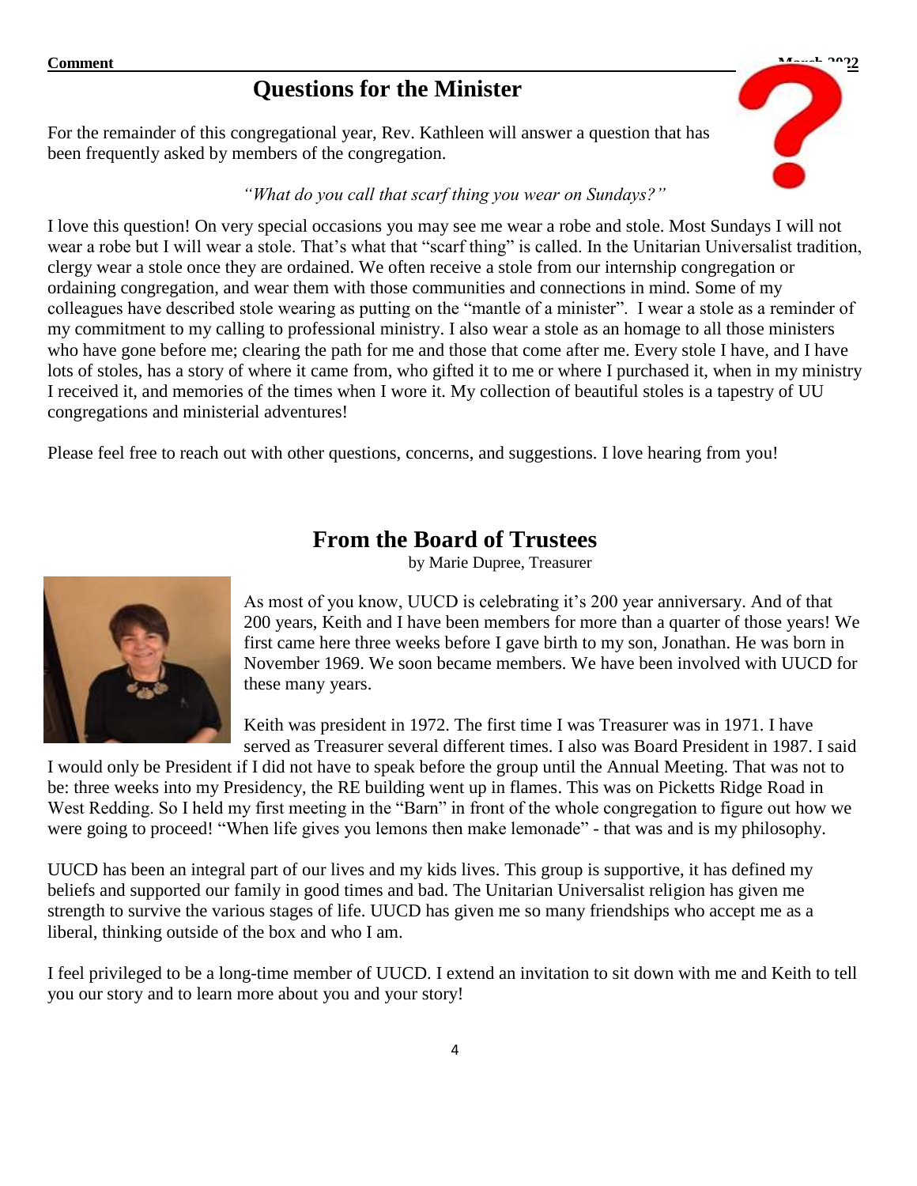## Questions for the Minister

For the remainder of this congregational year, Rev. Kathleen will answer a question that has been frequently asked by members of the congregation.

*"What do you call that scarf thing you wear on Sundays?"*

I love this question! On very special occasions you may see me wear a robe and stole. Most Sundays I will not wear a robe but I will wear a stole. That's what that "scarf thing" is called. In the Unitarian Universalist tradition, clergy wear a stole once they are ordained. We often receive a stole from our internship congregation or ordaining congregation, and wear them with those communities and connections in mind. Some of my colleagues have described stole wearing as putting on the "mantle of a minister". I wear a stole as a reminder of my commitment to my calling to professional ministry. I also wear a stole as an homage to all those ministers who have gone before me; clearing the path for me and those that come after me. Every stole I have, and I have lots of stoles, has a story of where it came from, who gifted it to me or where I purchased it, when in my ministry I received it, and memories of the times when I wore it. My collection of beautiful stoles is a tapestry of UU congregations and ministerial adventures!

Please feel free to reach out with other questions, concerns, and suggestions. I love hearing from you!

## From the Board of Trustees

by Marie Dupree, Treasurer

As most of you know, UUCD is celebrating it's 200 year anniversary. And of that 200 years, Keith and I have been members for more than a quarter of those years! We first came here three weeks before I gave birth to my son, Jonathan. He was born in November 1969. We soon became members. We have been involved with UUCD for these many years.

Keith was president in 1972. The first time I was Treasurer was in 1971. I have served as Treasurer several different times. I also was Board President in 1987. I said I would only be President if I did not have to speak before the group until the Annual Meeting. That was not to be: three weeks into my Presidency, the RE building went up in flames. This was on Picketts Ridge Road in West Redding. So I held my first meeting in the "Barn" in front of the whole congregation to figure out how we were going to proceed! "When life gives you lemons then make lemonade" - that was and is my philosophy.

UUCD has been an integral part of our lives and my kids lives. This group is supportive, it has defined my beliefs and supported our family in good times and bad. The Unitarian Universalist religion has given me strength to survive the various stages of life. UUCD has given me so many friendships who accept me as a liberal, thinking outside of the box and who I am.

I feel privileged to be a long-time member of UUCD. I extend an invitation to sit down with me and Keith to tell you our story and to learn more about you and your story!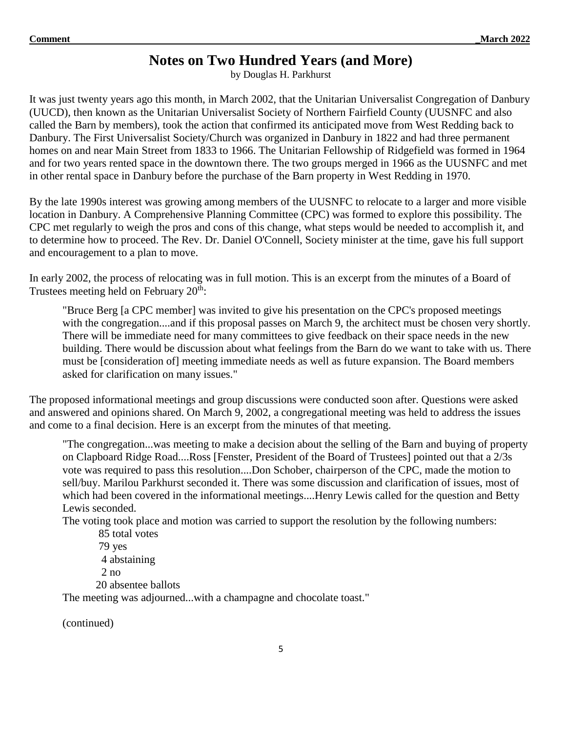# Notes on Two Hundred Years (and More)

by Douglas H. Parkhurst

It was just twenty years ago this month, in March 2002, that the Unitarian Universalist Congregation of Danbury (UUCD), then known as the Unitarian Universalist Society of Northern Fairfield County (UUSNFC and also called the Barn by members), took the action that confirmed its anticipated move from West Redding back to Danbury. The First Universalist Society/Church was organized in Danbury in 1822 and had three permanent homes on and near Main Street from 1833 to 1966. The Unitarian Fellowship of Ridgefield was formed in 1964 and for two years rented space in the downtown there. The two groups merged in 1966 as the UUSNFC and met in other rental space in Danbury before the purchase of the Barn property in West Redding in 1970.

By the late 1990s interest was growing among members of the UUSNFC to relocate to a larger and more visible location in Danbury. A Comprehensive Planning Committee (CPC) was formed to explore this possibility. The CPC met regularly to weigh the pros and cons of this change, what steps would be needed to accomplish it, and to determine how to proceed. The Rev. Dr. Daniel O'Connell, Society minister at the time, gave his full support and encouragement to a plan to move.

In early 2002, the process of relocating was in full motion. This is an excerpt from the minutes of a Board of Trustees meeting held on February 20th:

> "Bruce Berg [a CPC member] was invited to give his presentation on the CPC's proposed meetings with the congregation....and if this proposal passes on March 9, the architect must be chosen very shortly. There will be immediate need for many committees to give feedback on their space needs in the new building. There would be discussion about what feelings from the Barn do we want to take with us. There must be [consideration of] meeting immediate needs as well as future expansion. The Board members asked for clarification on many issues."

The proposed informational meetings and group discussions were conducted soon after. Questions were asked and answered and opinions shared. On March 9, 2002, a congregational meeting was held to address the issues and come to a final decision. Here is an excerpt from the minutes of that meeting.

> "The congregation...was meeting to make a decision about the selling of the Barn and buying of property on Clapboard Ridge Road....Ross [Fenster, President of the Board of Trustees] pointed out that a 2/3s vote was required to pass this resolution....Don Schober, chairperson of the CPC, made the motion to sell/buy. Marilou Parkhurst seconded it. There was some discussion and clarification of issues, most of which had been covered in the informational meetings....Henry Lewis called for the question and Betty Lewis seconded.
>
> The voting took place and motion was carried to support the resolution by the following numbers:
>
> 85 total votes
> 79 yes
> 4 abstaining
> 2 no
> 20 absentee ballots
>
> The meeting was adjourned...with a champagne and chocolate toast."

(continued)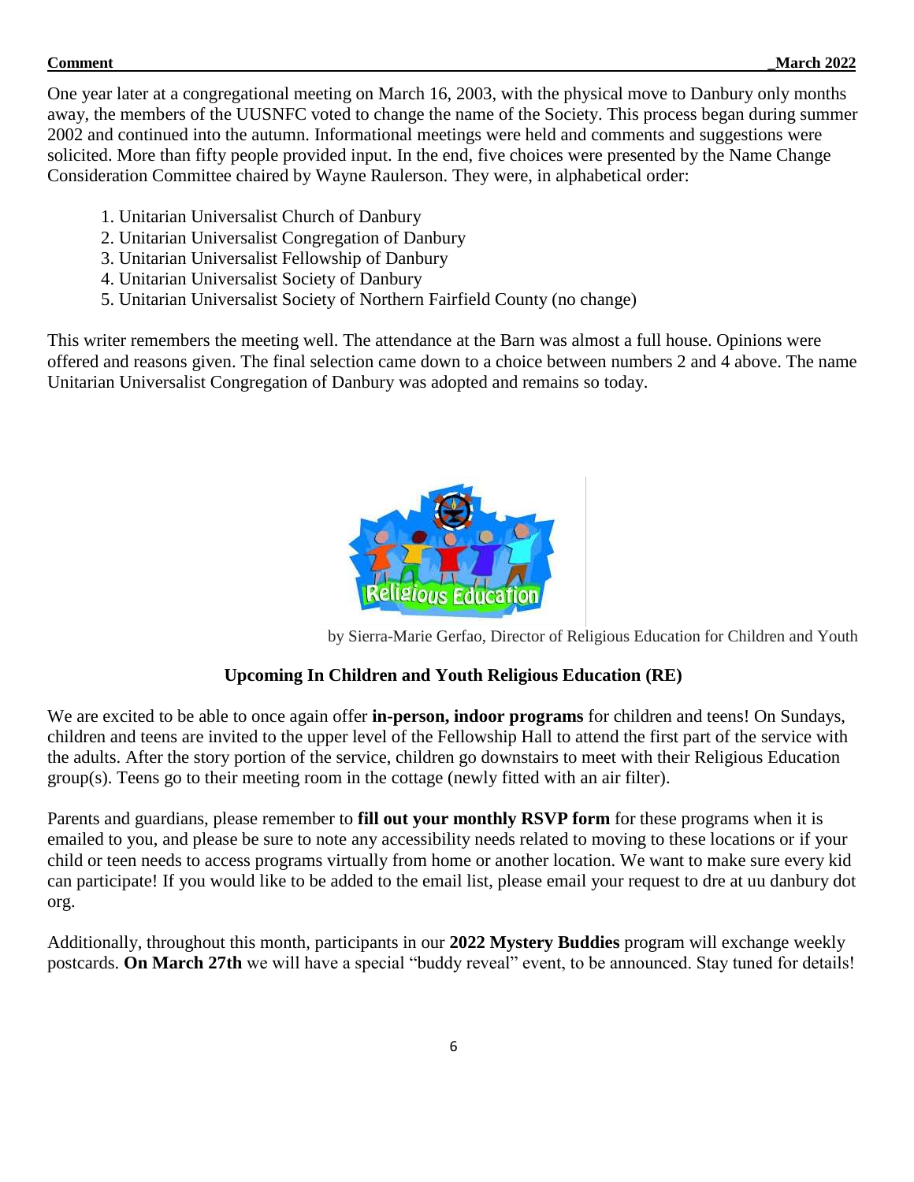One year later at a congregational meeting on March 16, 2003, with the physical move to Danbury only months away, the members of the UUSNFC voted to change the name of the Society. This process began during summer 2002 and continued into the autumn. Informational meetings were held and comments and suggestions were solicited. More than fifty people provided input. In the end, five choices were presented by the Name Change Consideration Committee chaired by Wayne Raulerson. They were, in alphabetical order:

1. Unitarian Universalist Church of Danbury
2. Unitarian Universalist Congregation of Danbury
3. Unitarian Universalist Fellowship of Danbury
4. Unitarian Universalist Society of Danbury
5. Unitarian Universalist Society of Northern Fairfield County (no change)

This writer remembers the meeting well. The attendance at the Barn was almost a full house. Opinions were offered and reasons given. The final selection came down to a choice between numbers 2 and 4 above. The name Unitarian Universalist Congregation of Danbury was adopted and remains so today.

by Sierra-Marie Gerfao, Director of Religious Education for Children and Youth

### Upcoming In Children and Youth Religious Education (RE)

We are excited to be able to once again offer **in-person, indoor programs** for children and teens! On Sundays, children and teens are invited to the upper level of the Fellowship Hall to attend the first part of the service with the adults. After the story portion of the service, children go downstairs to meet with their Religious Education group(s). Teens go to their meeting room in the cottage (newly fitted with an air filter).

Parents and guardians, please remember to **fill out your monthly RSVP form** for these programs when it is emailed to you, and please be sure to note any accessibility needs related to moving to these locations or if your child or teen needs to access programs virtually from home or another location. We want to make sure every kid can participate! If you would like to be added to the email list, please email your request to dre at uu danbury dot org.

Additionally, throughout this month, participants in our **2022 Mystery Buddies** program will exchange weekly postcards. **On March 27th** we will have a special "buddy reveal" event, to be announced. Stay tuned for details!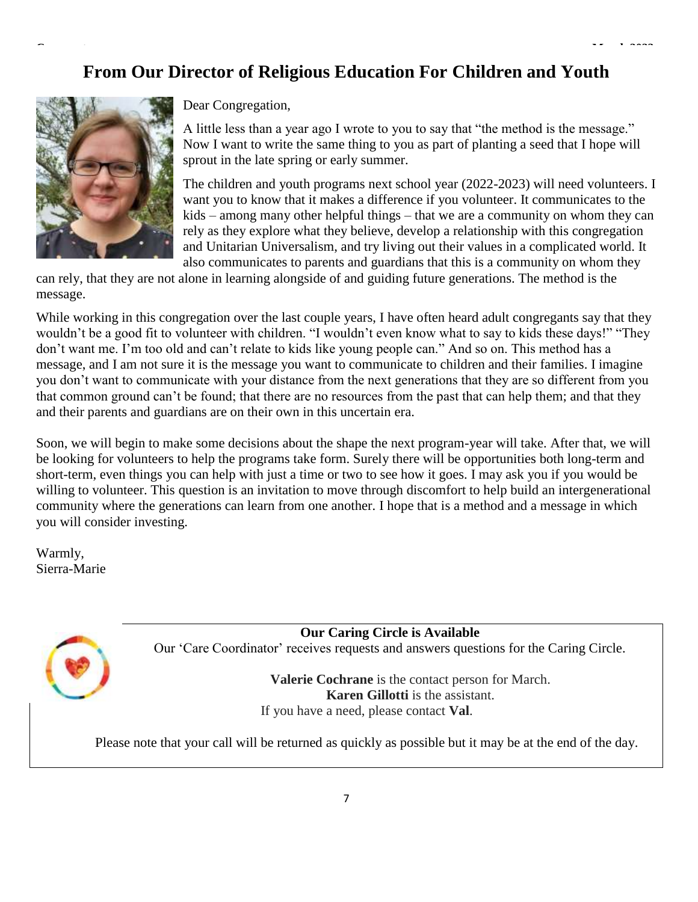# From Our Director of Religious Education For Children and Youth

Dear Congregation,

A little less than a year ago I wrote to you to say that "the method is the message." Now I want to write the same thing to you as part of planting a seed that I hope will sprout in the late spring or early summer.

The children and youth programs next school year (2022-2023) will need volunteers. I want you to know that it makes a difference if you volunteer. It communicates to the kids – among many other helpful things – that we are a community on whom they can rely as they explore what they believe, develop a relationship with this congregation and Unitarian Universalism, and try living out their values in a complicated world. It also communicates to parents and guardians that this is a community on whom they can rely, that they are not alone in learning alongside of and guiding future generations. The method is the message.

While working in this congregation over the last couple years, I have often heard adult congregants say that they wouldn't be a good fit to volunteer with children. "I wouldn't even know what to say to kids these days!" "They don't want me. I'm too old and can't relate to kids like young people can." And so on. This method has a message, and I am not sure it is the message you want to communicate to children and their families. I imagine you don't want to communicate with your distance from the next generations that they are so different from you that common ground can't be found; that there are no resources from the past that can help them; and that they and their parents and guardians are on their own in this uncertain era.

Soon, we will begin to make some decisions about the shape the next program-year will take. After that, we will be looking for volunteers to help the programs take form. Surely there will be opportunities both long-term and short-term, even things you can help with just a time or two to see how it goes. I may ask you if you would be willing to volunteer. This question is an invitation to move through discomfort to help build an intergenerational community where the generations can learn from one another. I hope that is a method and a message in which you will consider investing.

Warmly,
Sierra-Marie

**Our Caring Circle is Available**

Our 'Care Coordinator' receives requests and answers questions for the Caring Circle.

**Valerie Cochrane** is the contact person for March.
**Karen Gillotti** is the assistant.
If you have a need, please contact **Val**.

Please note that your call will be returned as quickly as possible but it may be at the end of the day.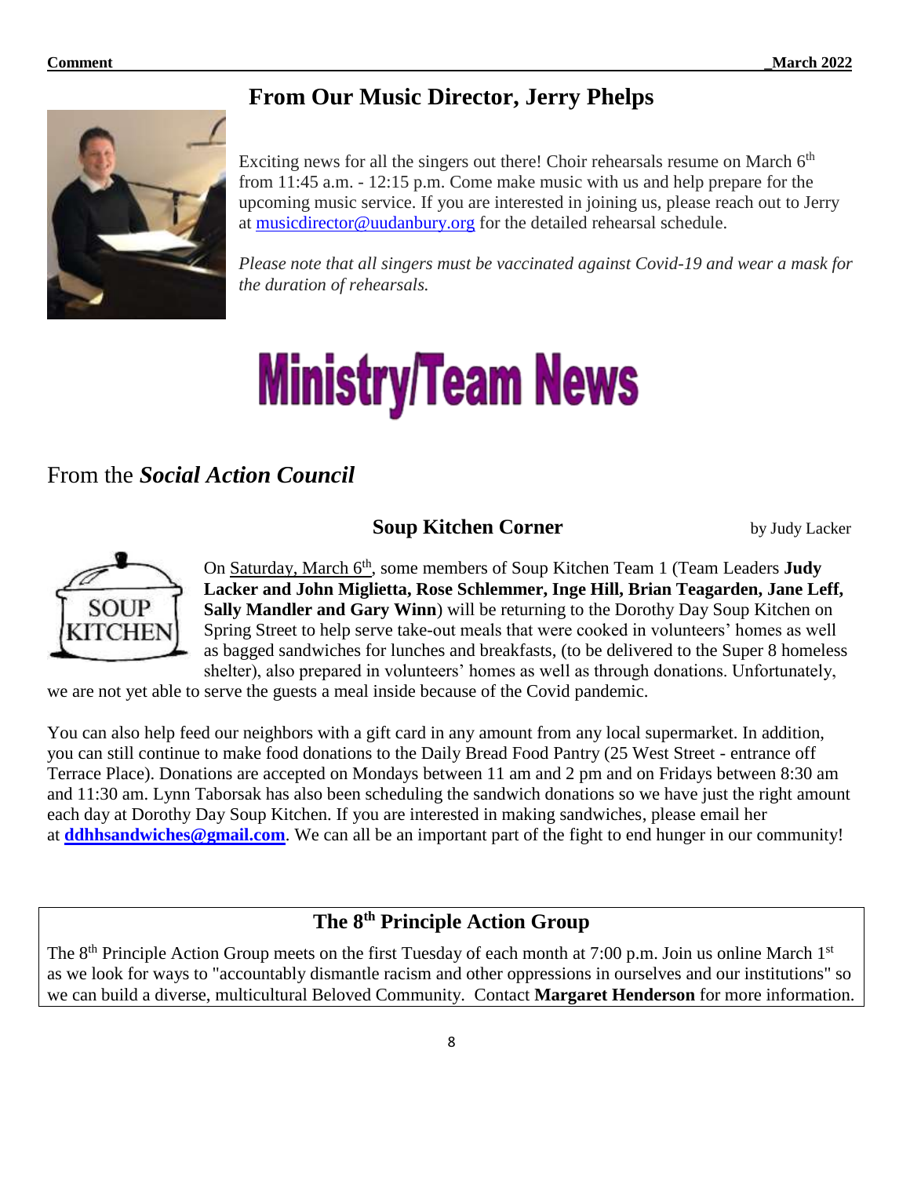## From Our Music Director, Jerry Phelps

Exciting news for all the singers out there! Choir rehearsals resume on March 6th from 11:45 a.m. - 12:15 p.m. Come make music with us and help prepare for the upcoming music service. If you are interested in joining us, please reach out to Jerry at musicdirector@uudanbury.org for the detailed rehearsal schedule.

*Please note that all singers must be vaccinated against Covid-19 and wear a mask for the duration of rehearsals.*

# Ministry/Team News

## From the ***Social Action Council***

### Soup Kitchen Corner

by Judy Lacker

On Saturday, March 6th, some members of Soup Kitchen Team 1 (Team Leaders **Judy Lacker and John Miglietta, Rose Schlemmer, Inge Hill, Brian Teagarden, Jane Leff, Sally Mandler and Gary Winn**) will be returning to the Dorothy Day Soup Kitchen on Spring Street to help serve take-out meals that were cooked in volunteers' homes as well as bagged sandwiches for lunches and breakfasts, (to be delivered to the Super 8 homeless shelter), also prepared in volunteers' homes as well as through donations. Unfortunately, we are not yet able to serve the guests a meal inside because of the Covid pandemic.

You can also help feed our neighbors with a gift card in any amount from any local supermarket. In addition, you can still continue to make food donations to the Daily Bread Food Pantry (25 West Street - entrance off Terrace Place). Donations are accepted on Mondays between 11 am and 2 pm and on Fridays between 8:30 am and 11:30 am. Lynn Taborsak has also been scheduling the sandwich donations so we have just the right amount each day at Dorothy Day Soup Kitchen. If you are interested in making sandwiches, please email her at **ddhhsandwiches@gmail.com**. We can all be an important part of the fight to end hunger in our community!

### The 8th Principle Action Group

The 8th Principle Action Group meets on the first Tuesday of each month at 7:00 p.m. Join us online March 1st as we look for ways to "accountably dismantle racism and other oppressions in ourselves and our institutions" so we can build a diverse, multicultural Beloved Community. Contact **Margaret Henderson** for more information.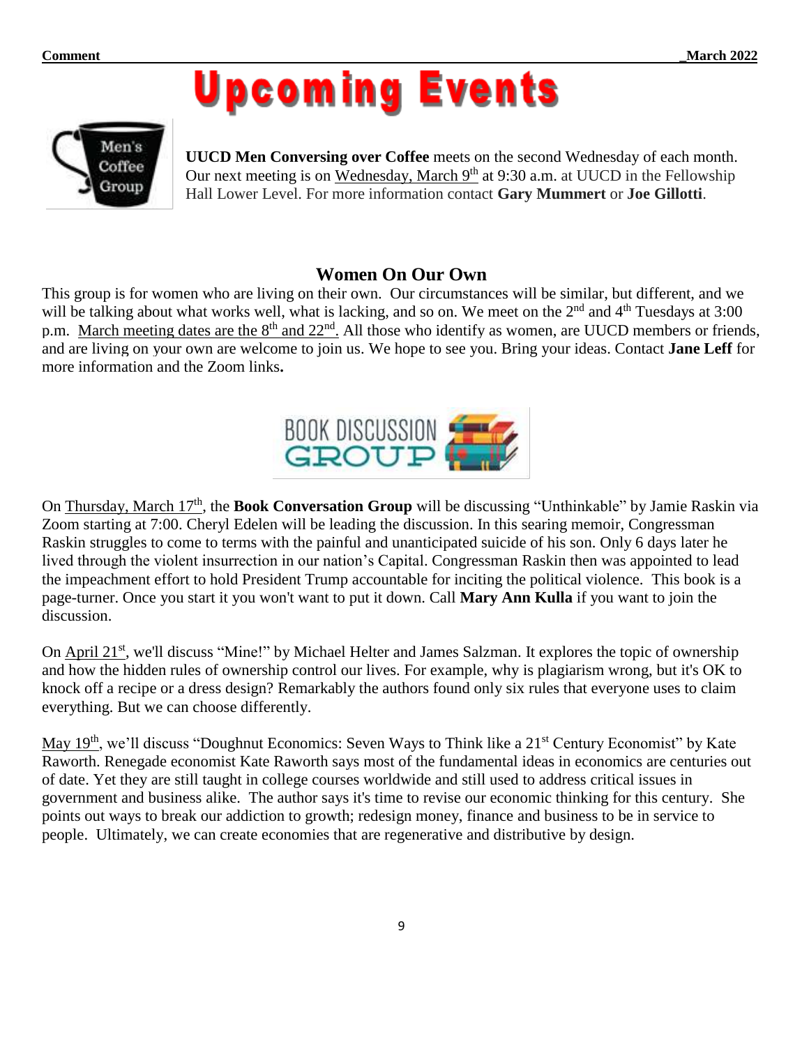# Upcoming Events

**UUCD Men Conversing over Coffee** meets on the second Wednesday of each month. Our next meeting is on Wednesday, March 9th at 9:30 a.m. at UUCD in the Fellowship Hall Lower Level. For more information contact **Gary Mummert** or **Joe Gillotti**.

## Women On Our Own

This group is for women who are living on their own. Our circumstances will be similar, but different, and we will be talking about what works well, what is lacking, and so on. We meet on the 2nd and 4th Tuesdays at 3:00 p.m. March meeting dates are the 8th and 22nd. All those who identify as women, are UUCD members or friends, and are living on your own are welcome to join us. We hope to see you. Bring your ideas. Contact **Jane Leff** for more information and the Zoom links**.**

On Thursday, March 17th, the **Book Conversation Group** will be discussing "Unthinkable" by Jamie Raskin via Zoom starting at 7:00. Cheryl Edelen will be leading the discussion. In this searing memoir, Congressman Raskin struggles to come to terms with the painful and unanticipated suicide of his son. Only 6 days later he lived through the violent insurrection in our nation's Capital. Congressman Raskin then was appointed to lead the impeachment effort to hold President Trump accountable for inciting the political violence. This book is a page-turner. Once you start it you won't want to put it down. Call **Mary Ann Kulla** if you want to join the discussion.

On April 21st, we'll discuss "Mine!" by Michael Helter and James Salzman. It explores the topic of ownership and how the hidden rules of ownership control our lives. For example, why is plagiarism wrong, but it's OK to knock off a recipe or a dress design? Remarkably the authors found only six rules that everyone uses to claim everything. But we can choose differently.

May 19th, we'll discuss "Doughnut Economics: Seven Ways to Think like a 21st Century Economist" by Kate Raworth. Renegade economist Kate Raworth says most of the fundamental ideas in economics are centuries out of date. Yet they are still taught in college courses worldwide and still used to address critical issues in government and business alike. The author says it's time to revise our economic thinking for this century. She points out ways to break our addiction to growth; redesign money, finance and business to be in service to people. Ultimately, we can create economies that are regenerative and distributive by design.